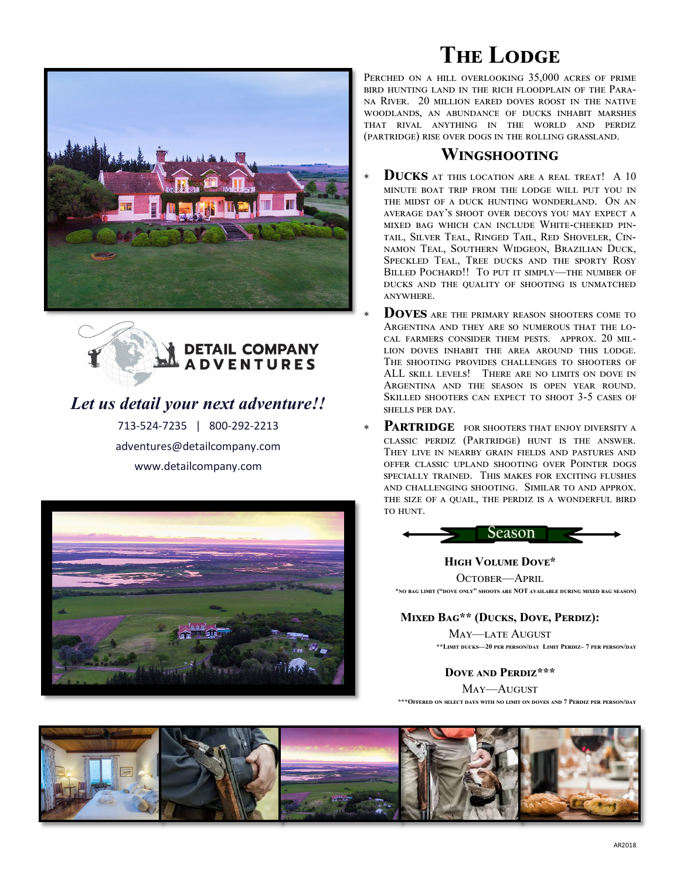# The Lodge

Perched on a hill overlooking 35,000 acres of prime bird hunting land in the rich floodplain of the Parana River. 20 million eared doves roost in the native woodlands, an abundance of ducks inhabit marshes that rival anything in the world and perdiz (partridge) rise over dogs in the rolling grassland.

## Wingshooting

- **Ducks** at this location are a real treat! A 10 minute boat trip from the lodge will put you in the midst of a duck hunting wonderland. On an average day's shoot over decoys you may expect a mixed bag which can include White-cheeked Pintail, Silver Teal, Ringed Tail, Red Shoveler, Cinnamon Teal, Southern Widgeon, Brazilian Duck, Speckled Teal, Tree ducks and the sporty Rosy Billed Pochard!! To put it simply—the number of ducks and the quality of shooting is unmatched anywhere.
- **Doves** are the primary reason shooters come to Argentina and they are so numerous that the local farmers consider them pests. Approx. 20 million doves inhabit the area around this lodge. The shooting provides challenges to shooters of ALL skill levels! There are no limits on dove in Argentina and the season is open year round. Skilled shooters can expect to shoot 3-5 cases of shells per day.
- **Partridge** for shooters that enjoy diversity a classic perdiz (Partridge) hunt is the answer. They live in nearby grain fields and pastures and offer classic upland shooting over Pointer dogs specially trained. This makes for exciting flushes and challenging shooting. Similar to and approx. the size of a quail, the perdiz is a wonderful bird to hunt.

## Season

**High Volume Dove***

October—April

*No bag limit ("dove only" shoots are NOT available during mixed bag season)

**Mixed Bag** (Ducks, Dove, Perdiz):**

May—late August

**Limit ducks—20 per person/day Limit Perdiz– 7 per person/day

**Dove and Perdiz*****

May—August

***Offered on select days with no limit on doves and 7 Perdiz per person/day

**DETAIL COMPANY ADVENTURES**

*Let us detail your next adventure!!*

713-524-7235 | 800-292-2213

adventures@detailcompany.com

www.detailcompany.com

AR2018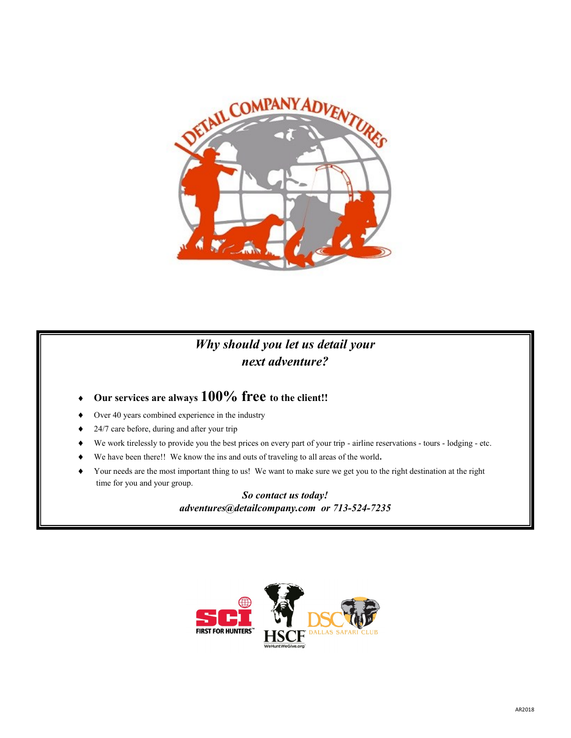DETAIL COMPANY ADVENTURES

*Why should you let us detail your next adventure?*

- **Our services are always 100% free to the client!!**
- Over 40 years combined experience in the industry
- 24/7 care before, during and after your trip
- We work tirelessly to provide you the best prices on every part of your trip - airline reservations - tours - lodging - etc.
- We have been there!! We know the ins and outs of traveling to all areas of the world**.**
- Your needs are the most important thing to us! We want to make sure we get you to the right destination at the right time for you and your group.

***So contact us today!***

***adventures@detailcompany.com or 713-524-7235***

SCI FIRST FOR HUNTERS™

HSCF WeHuntWeGive.org

DSC DALLAS SAFARI CLUB

AR2018